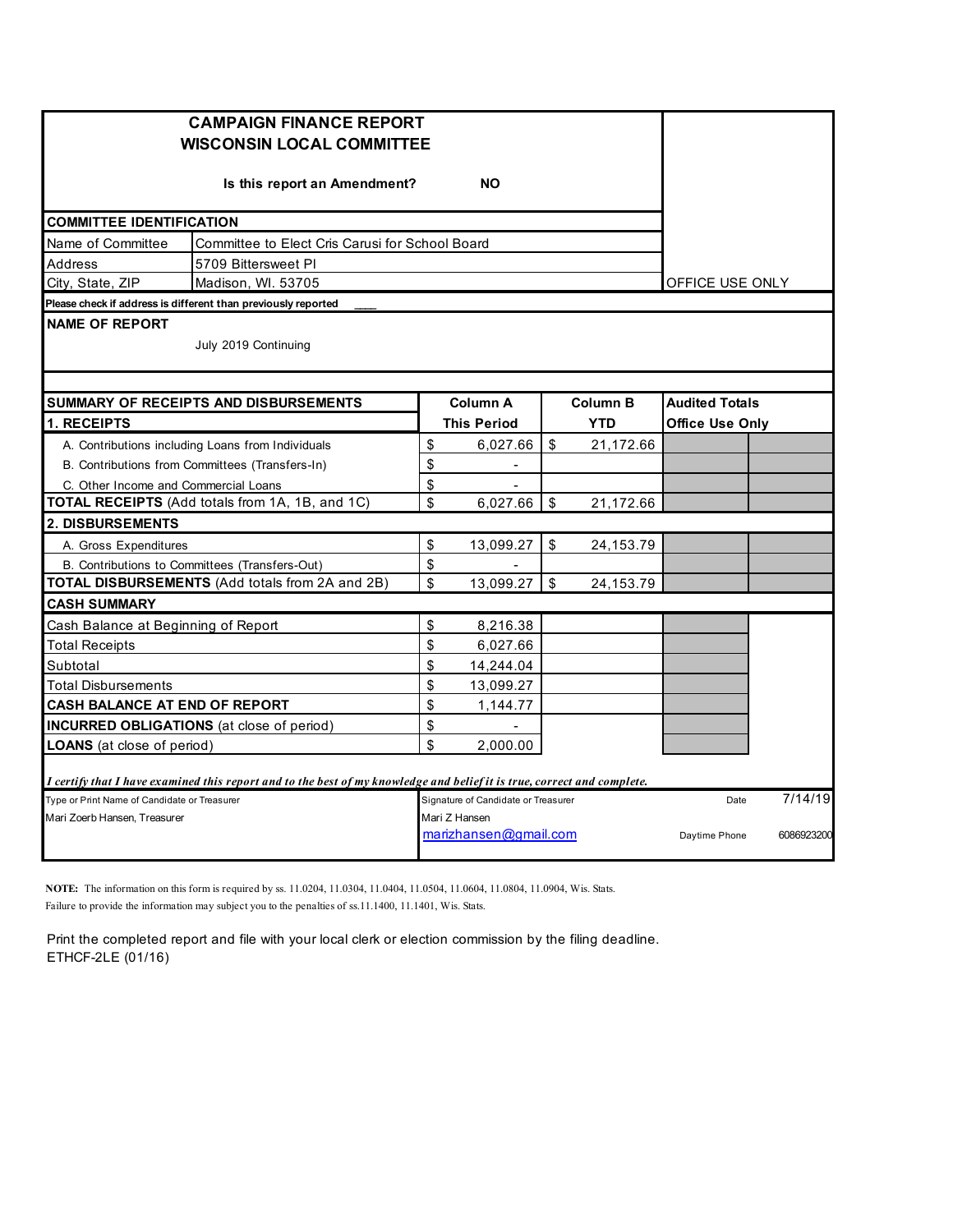# CAMPAIGN FINANCE REPORT
## WISCONSIN LOCAL COMMITTEE

**Is this report an Amendment?** **NO**

OFFICE USE ONLY

| **COMMITTEE IDENTIFICATION** | |
|---|---|
| Name of Committee | Committee to Elect Cris Carusi for School Board |
| Address | 5709 Bittersweet Pl |
| City, State, ZIP | Madison, WI. 53705 |

**Please check if address is different than previously reported** ___

**NAME OF REPORT**

July 2019 Continuing

| **SUMMARY OF RECEIPTS AND DISBURSEMENTS** | **Column A** | **Column B** | **Audited Totals** | |
|---|---|---|---|---|
| **1. RECEIPTS** | **This Period** | **YTD** | **Office Use Only** | |
| A. Contributions including Loans from Individuals | $ 6,027.66 | $ 21,172.66 | | |
| B. Contributions from Committees (Transfers-In) | $ - | | | |
| C. Other Income and Commercial Loans | $ - | | | |
| **TOTAL RECEIPTS** (Add totals from 1A, 1B, and 1C) | $ 6,027.66 | $ 21,172.66 | | |
| **2. DISBURSEMENTS** | | | | |
| A. Gross Expenditures | $ 13,099.27 | $ 24,153.79 | | |
| B. Contributions to Committees (Transfers-Out) | $ - | | | |
| **TOTAL DISBURSEMENTS** (Add totals from 2A and 2B) | $ 13,099.27 | $ 24,153.79 | | |
| **CASH SUMMARY** | | | | |
| Cash Balance at Beginning of Report | $ 8,216.38 | | | |
| Total Receipts | $ 6,027.66 | | | |
| Subtotal | $ 14,244.04 | | | |
| Total Disbursements | $ 13,099.27 | | | |
| **CASH BALANCE AT END OF REPORT** | $ 1,144.77 | | | |
| **INCURRED OBLIGATIONS** (at close of period) | $ - | | | |
| **LOANS** (at close of period) | $ 2,000.00 | | | |

***I certify that I have examined this report and to the best of my knowledge and belief it is true, correct and complete.***

| Type or Print Name of Candidate or Treasurer | Signature of Candidate or Treasurer | Date | 7/14/19 |
|---|---|---|---|
| Mari Zoerb Hansen, Treasurer | Mari Z Hansen | | |
| | marizhansen@gmail.com | Daytime Phone | 6086923200 |

**NOTE:** The information on this form is required by ss. 11.0204, 11.0304, 11.0404, 11.0504, 11.0604, 11.0804, 11.0904, Wis. Stats. Failure to provide the information may subject you to the penalties of ss.11.1400, 11.1401, Wis. Stats.

Print the completed report and file with your local clerk or election commission by the filing deadline.
ETHCF-2LE (01/16)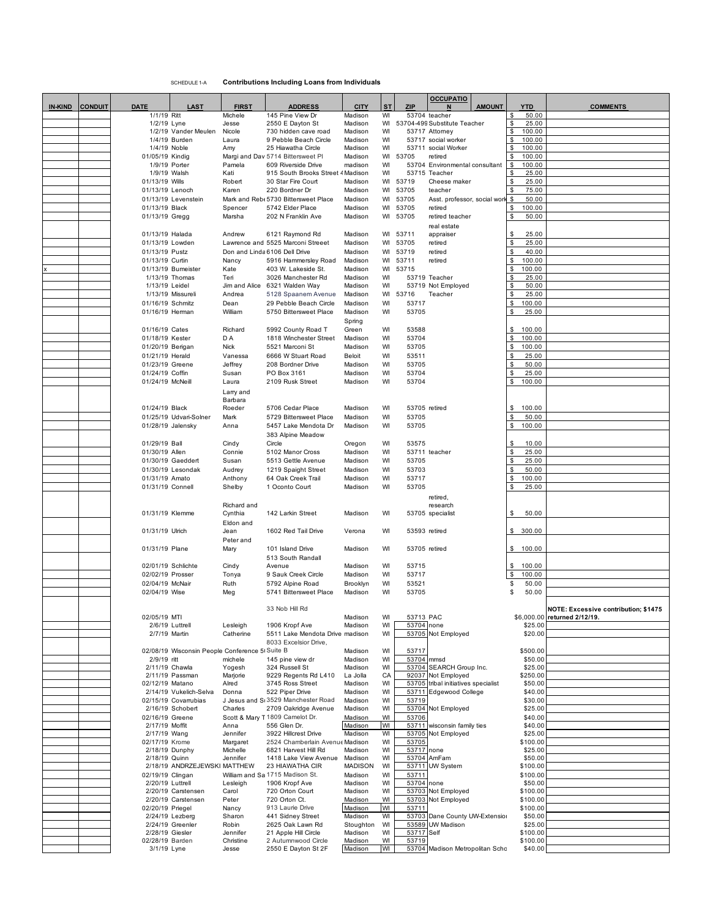SCHEDULE 1-A **Contributions Including Loans from Individuals**

| IN-KIND | CONDUIT | DATE | LAST | FIRST | ADDRESS | CITY | ST | ZIP | OCCUPATION | AMOUNT | YTD | COMMENTS |
|---|---|---|---|---|---|---|---|---|---|---|---|---|
| | | 1/1/19 | Ritt | Michele | 145 Pine View Dr | Madison | WI | 53704 | teacher | | $ 50.00 | |
| | | 1/2/19 | Lyne | Jesse | 2550 E Dayton St | Madison | WI | 53704-499 | Substitute Teacher | | $ 25.00 | |
| | | 1/2/19 | Vander Meulen | Nicole | 730 hidden cave road | Madison | WI | 53717 | Attorney | | $ 100.00 | |
| | | 1/4/19 | Burden | Laura | 9 Pebble Beach Circle | Madison | WI | 53717 | social worker | | $ 100.00 | |
| | | 1/4/19 | Noble | Amy | 25 Hiawatha Circle | Madison | WI | 53711 | social Worker | | $ 100.00 | |
| | | 01/05/19 | Kindig | Margi and Dav | 5714 Bittersweet Pl | Madison | WI | 53705 | retired | | $ 100.00 | |
| | | 1/9/19 | Porter | Pamela | 609 Riverside Drive | madison | WI | 53704 | Environmental consultant | | $ 100.00 | |
| | | 1/9/19 | Walsh | Kati | 915 South Brooks Street 4 | Madison | WI | 53715 | Teacher | | $ 25.00 | |
| | | 01/13/19 | Wills | Robert | 30 Star Fire Court | Madison | WI | 53719 | Cheese maker | | $ 25.00 | |
| | | 01/13/19 | Lenoch | Karen | 220 Bordner Dr | Madison | WI | 53705 | teacher | | $ 75.00 | |
| | | 01/13/19 | Levenstein | Mark and Rebe | 5730 Bittersweet Place | Madison | WI | 53705 | Asst. professor, social work | | $ 50.00 | |
| | | 01/13/19 | Black | Spencer | 5742 Elder Place | Madison | WI | 53705 | retired | | $ 100.00 | |
| | | 01/13/19 | Gregg | Marsha | 202 N Franklin Ave | Madison | WI | 53705 | retired teacher | | $ 50.00 | |
| | | 01/13/19 | Halada | Andrew | 6121 Raymond Rd | Madison | WI | 53711 | real estate appraiser | | $ 25.00 | |
| | | 01/13/19 | Lowden | Lawrence and | 5525 Marconi Streeet | Madison | WI | 53705 | retired | | $ 25.00 | |
| | | 01/13/19 | Pustz | Don and Linda | 6106 Dell Drive | Madison | WI | 53719 | retired | | $ 40.00 | |
| | | 01/13/19 | Curtin | Nancy | 5916 Hammersley Road | Madison | WI | 53711 | retired | | $ 100.00 | |
| x | | 01/13/19 | Bumeister | Kate | 403 W. Lakeside St. | Madison | WI | 53715 | | | $ 100.00 | |
| | | 1/13/19 | Thomas | Teri | 3026 Manchester Rd | Madison | WI | 53719 | Teacher | | $ 25.00 | |
| | | 1/13/19 | Leidel | Jim and Alice | 6321 Walden Way | Madison | WI | 53719 | Not Employed | | $ 50.00 | |
| | | 1/13/19 | Missureli | Andrea | 5128 Spaanem Avenue | Madison | WI | 53716 | Teacher | | $ 25.00 | |
| | | 01/16/19 | Schmitz | Dean | 29 Pebble Beach Circle | Madison | WI | 53717 | | | $ 100.00 | |
| | | 01/16/19 | Herman | William | 5750 Bittersweet Place | Madison | WI | 53705 | | | $ 25.00 | |
| | | 01/16/19 | Cates | Richard | 5992 County Road T | Spring Green | WI | 53588 | | | $ 100.00 | |
| | | 01/18/19 | Kester | D A | 1818 Winchester Street | Madison | WI | 53704 | | | $ 100.00 | |
| | | 01/20/19 | Berigan | Nick | 5521 Marconi St | Madison | WI | 53705 | | | $ 100.00 | |
| | | 01/21/19 | Herald | Vanessa | 6666 W Stuart Road | Beloit | WI | 53511 | | | $ 25.00 | |
| | | 01/23/19 | Greene | Jeffrey | 208 Bordner Drive | Madison | WI | 53705 | | | $ 50.00 | |
| | | 01/24/19 | Coffin | Susan | PO Box 3161 | Madison | WI | 53704 | | | $ 25.00 | |
| | | 01/24/19 | McNeill | Laura | 2109 Rusk Street | Madison | WI | 53704 | | | $ 100.00 | |
| | | 01/24/19 | Black | Larry and Barbara Roeder | 5706 Cedar Place | Madison | WI | 53705 | retired | | $ 100.00 | |
| | | 01/25/19 | Udvari-Solner | Mark | 5729 Bittersweet Place | Madison | WI | 53705 | | | $ 50.00 | |
| | | 01/28/19 | Jalensky | Anna | 5457 Lake Mendota Dr | Madison | WI | 53705 | | | $ 100.00 | |
| | | 01/29/19 | Ball | Cindy | 383 Alpine Meadow Circle | Oregon | WI | 53575 | | | $ 10.00 | |
| | | 01/30/19 | Allen | Connie | 5102 Manor Cross | Madison | WI | 53711 | teacher | | $ 25.00 | |
| | | 01/30/19 | Gaeddert | Susan | 5513 Gettle Avenue | Madison | WI | 53705 | | | $ 25.00 | |
| | | 01/30/19 | Lesondak | Audrey | 1219 Spaight Street | Madison | WI | 53703 | | | $ 50.00 | |
| | | 01/31/19 | Amato | Anthony | 64 Oak Creek Trail | Madison | WI | 53717 | | | $ 100.00 | |
| | | 01/31/19 | Connell | Shelby | 1 Oconto Court | Madison | WI | 53705 | | | $ 25.00 | |
| | | 01/31/19 | Klemme | Richard and Cynthia | 142 Larkin Street | Madison | WI | 53705 | retired, research specialist | | $ 50.00 | |
| | | 01/31/19 | Ulrich | Eldon and Jean | 1602 Red Tail Drive | Verona | WI | 53593 | retired | | $ 300.00 | |
| | | 01/31/19 | Plane | Peter and Mary | 101 Island Drive | Madison | WI | 53705 | retired | | $ 100.00 | |
| | | 02/01/19 | Schlichte | Cindy | 513 South Randall Avenue | Madison | WI | 53715 | | | $ 100.00 | |
| | | 02/02/19 | Prosser | Tonya | 9 Sauk Creek Circle | Madison | WI | 53717 | | | $ 100.00 | |
| | | 02/04/19 | McNair | Ruth | 5792 Alpine Road | Brooklyn | WI | 53521 | | | $ 50.00 | |
| | | 02/04/19 | Wise | Meg | 5741 Bittersweet Place | Madison | WI | 53705 | | | $ 50.00 | |
| | | 02/05/19 | MTI | | 33 Nob Hill Rd | Madison | WI | 53713 | PAC | | $6,000.00 | NOTE: Excessive contribution; $1475 returned 2/12/19. |
| | | 2/6/19 | Luttrell | Lesleigh | 1906 Kropf Ave | Madison | WI | 53704 | none | | $25.00 | |
| | | 2/7/19 | Martin | Catherine | 5511 Lake Mendota Drive | madison | WI | 53705 | Not Employed | | $20.00 | |
| | | 02/08/19 | Wisconsin People Conference 5 | | 8033 Excelsior Drive, Suite B | Madison | WI | 53717 | | | $500.00 | |
| | | 2/9/19 | ritt | michele | 145 pine view dr | Madison | WI | 53704 | mmsd | | $50.00 | |
| | | 2/11/19 | Chawla | Yogesh | 324 Russell St | Madison | WI | 53704 | SEARCH Group Inc. | | $25.00 | |
| | | 2/11/19 | Passman | Marjorie | 9229 Regents Rd L410 | La Jolla | CA | 92037 | Not Employed | | $250.00 | |
| | | 02/12/19 | Matano | Alred | 3745 Ross Street | Madison | WI | 53705 | tribal initiatives specialist | | $50.00 | |
| | | 2/14/19 | Vukelich-Selva | Donna | 522 Piper Drive | Madison | WI | 53711 | Edgewood College | | $40.00 | |
| | | 02/15/19 | Covarrubias | J Jesus and S | 3529 Manchester Road | Madison | WI | 53719 | | | $30.00 | |
| | | 2/16/19 | Schobert | Charles | 2709 Oakridge Avenue | Madison | WI | 53704 | Not Employed | | $25.00 | |
| | | 02/16/19 | Greene | Scott & Mary T | 1809 Camelot Dr. | Madison | WI | 53706 | | | $40.00 | |
| | | 2/17/19 | Moffit | Anna | 556 Glen Dr. | Madison | WI | 53711 | wisconsin family ties | | $40.00 | |
| | | 2/17/19 | Wang | Jennifer | 3922 Hillcrest Drive | Madison | WI | 53705 | Not Employed | | $25.00 | |
| | | 02/17/19 | Krome | Margaret | 2524 Chamberlain Avenue | Madison | WI | 53705 | | | $100.00 | |
| | | 2/18/19 | Dunphy | Michelle | 6821 Harvest Hill Rd | Madison | WI | 53717 | none | | $25.00 | |
| | | 2/18/19 | Quinn | Jennifer | 1418 Lake View Avenue | Madison | WI | 53704 | AmFam | | $50.00 | |
| | | 2/18/19 | ANDRZEJEWSKI | MATTHEW | 23 HIAWATHA CIR | MADISON | WI | 53711 | UW System | | $100.00 | |
| | | 02/19/19 | Clingan | William and Sa | 1715 Madison St. | Madison | WI | 53711 | | | $100.00 | |
| | | 2/20/19 | Luttrell | Lesleigh | 1906 Kropf Ave | Madison | WI | 53704 | none | | $50.00 | |
| | | 2/20/19 | Carstensen | Carol | 720 Orton Court | Madison | WI | 53703 | Not Employed | | $100.00 | |
| | | 2/20/19 | Carstensen | Peter | 720 Orton Ct. | Madison | WI | 53703 | Not Employed | | $100.00 | |
| | | 02/20/19 | Priegel | Nancy | 913 Laurie Drive | Madison | WI | 53711 | | | $100.00 | |
| | | 2/24/19 | Lezberg | Sharon | 441 Sidney Street | Madison | WI | 53703 | Dane County UW-Extension | | $50.00 | |
| | | 2/24/19 | Greenler | Robin | 2625 Oak Lawn Rd | Stoughton | WI | 53589 | UW Madison | | $25.00 | |
| | | 2/28/19 | Giesler | Jennifer | 21 Apple Hill Circle | Madison | WI | 53717 | Self | | $100.00 | |
| | | 02/28/19 | Barden | Christine | 2 Autumnwood Circle | Madison | WI | 53719 | | | $100.00 | |
| | | 3/1/19 | Lyne | Jesse | 2550 E Dayton St 2F | Madison | WI | 53704 | Madison Metropolitan Scho | | $40.00 | |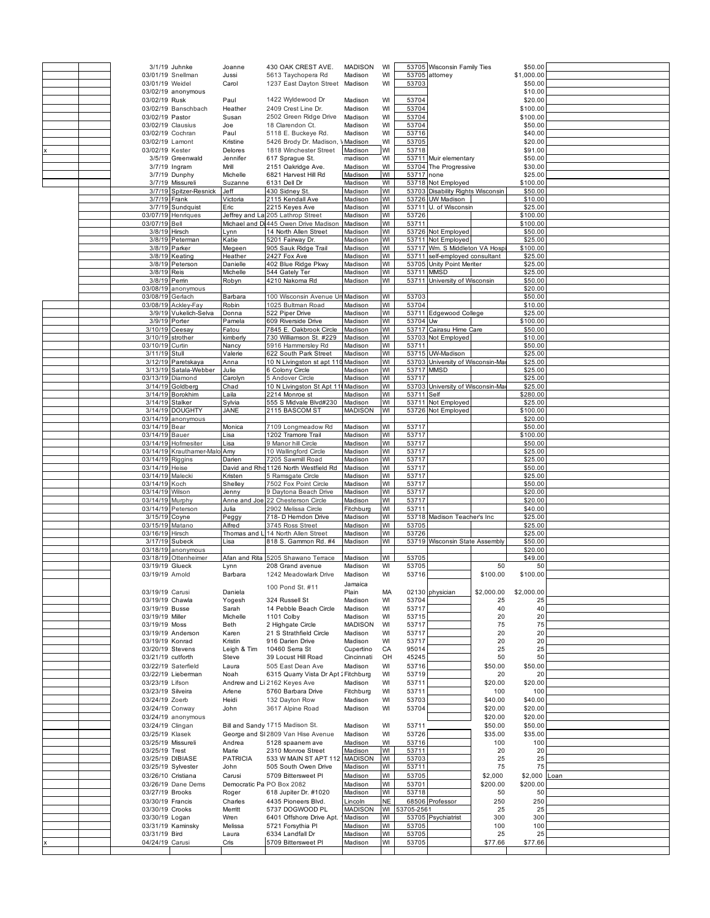| | | Date | Last Name | First Name | Address | City | State | Zip | Occupation | | Amount | Total | |
|---|---|---|---|---|---|---|---|---|---|---|---|---|---|
| | | 3/1/19 | Juhnke | Joanne | 430 OAK CREST AVE. | MADISON | WI | 53705 | Wisconsin Family Ties | | | $50.00 | |
| | | 03/01/19 | Snellman | Jussi | 5613 Taychopera Rd | Madison | WI | 53705 | attorney | | | $1,000.00 | |
| | | 03/01/19 | Weidel | Carol | 1237 East Dayton Street | Madison | WI | 53703 | | | | $50.00 | |
| | | 03/02/19 | anonymous | | | | | | | | | $10.00 | |
| | | 03/02/19 | Rusk | Paul | 1422 Wyldewood Dr | Madison | WI | 53704 | | | | $20.00 | |
| | | 03/02/19 | Banschbach | Heather | 2409 Crest Line Dr. | Madison | WI | 53704 | | | | $100.00 | |
| | | 03/02/19 | Pastor | Susan | 2502 Green Ridge Drive | Madison | WI | 53704 | | | | $100.00 | |
| | | 03/02/19 | Clausius | Joe | 18 Clarendon Ct. | Madison | WI | 53704 | | | | $50.00 | |
| | | 03/02/19 | Cochran | Paul | 5118 E. Buckeye Rd. | Madison | WI | 53716 | | | | $40.00 | |
| | | 03/02/19 | Lamont | Kristine | 5426 Brody Dr. Madison, W | Madison | WI | 53705 | | | | $20.00 | |
| x | | 03/02/19 | Kester | Delores | 1818 Winchester Street | Madison | WI | 53718 | | | | $91.00 | |
| | | 3/5/19 | Greenwald | Jennifer | 617 Sprague St. | madison | WI | 53711 | Muir elementary | | | $50.00 | |
| | | 3/7/19 | Ingram | Mrill | 2151 Oakridge Ave. | Madison | WI | 53704 | The Progressive | | | $30.00 | |
| | | 3/7/19 | Dunphy | Michelle | 6821 Harvest Hill Rd | Madison | WI | 53717 | none | | | $25.00 | |
| | | 3/7/19 | Missureli | Suzanne | 6131 Dell Dr | Madison | WI | 53718 | Not Employed | | | $100.00 | |
| | | 3/7/19 | Spitzer-Resnick | Jeff | 430 Sidney St. | Madison | WI | 53703 | Disability Rights Wisconsin | | | $50.00 | |
| | | 3/7/19 | Frank | Victoria | 2115 Kendall Ave | Madison | WI | 53726 | UW Madison | | | $10.00 | |
| | | 3/7/19 | Sundquist | Eric | 2215 Keyes Ave | Madison | WI | 53711 | U. of Wisconsin | | | $25.00 | |
| | | 03/07/19 | Henriques | Jeffrey and La | 205 Lathrop Street | Madison | WI | 53726 | | | | $100.00 | |
| | | 03/07/19 | Bell | Michael and Di | 445 Owen Drive Madison | Madison | WI | 53711 | | | | $100.00 | |
| | | 3/8/19 | Hirsch | Lynn | 14 North Allen Street | Madison | WI | 53726 | Not Employed | | | $50.00 | |
| | | 3/8/19 | Peterman | Katie | 5201 Fairway Dr. | Madison | WI | 53711 | Not Employed | | | $25.00 | |
| | | 3/8/19 | Parker | Megeen | 905 Sauk Ridge Trail | Madison | WI | 53717 | Wm. S Middleton VA Hospi | | | $100.00 | |
| | | 3/8/19 | Keating | Heather | 2427 Fox Ave | Madison | WI | 53711 | self-employed consultant | | | $25.00 | |
| | | 3/8/19 | Peterson | Danielle | 402 Blue Ridge Pkwy | Madison | WI | 53705 | Unity Point Meriter | | | $25.00 | |
| | | 3/8/19 | Reis | Michelle | 544 Gately Ter | Madison | WI | 53711 | MMSD | | | $25.00 | |
| | | 3/8/19 | Perrin | Robyn | 4210 Nakoma Rd | Madison | WI | 53711 | University of Wisconsin | | | $50.00 | |
| | | 03/08/19 | anonymous | | | | | | | | | $20.00 | |
| | | 03/08/19 | Gerlach | Barbara | 100 Wisconsin Avenue Un | Madison | WI | 53703 | | | | $50.00 | |
| | | 03/08/19 | Ackley-Fay | Robin | 1025 Bultman Road | Madison | WI | 53704 | | | | $10.00 | |
| | | 3/9/19 | Vukelich-Selva | Donna | 522 Piper Drive | Madison | WI | 53711 | Edgewood College | | | $25.00 | |
| | | 3/9/19 | Porter | Pamela | 609 Riverside Drive | Madison | WI | 53704 | Uw | | | $100.00 | |
| | | 3/10/19 | Ceesay | Fatou | 7845 E. Oakbrook Circle | Madison | WI | 53717 | Cairasu Hime Care | | | $50.00 | |
| | | 3/10/19 | strother | kimberly | 730 Williamson St. #229 | Madison | WI | 53703 | Not Employed | | | $10.00 | |
| | | 03/10/19 | Curtin | Nancy | 5916 Hammersley Rd | Madison | WI | 53711 | | | | $50.00 | |
| | | 3/11/19 | Stull | Valerie | 622 South Park Street | Madison | WI | 53715 | UW-Madison | | | $25.00 | |
| | | 3/12/19 | Paretskaya | Anna | 10 N Livingston st apt 110 | Madison | WI | 53703 | University of Wisconsin-Ma | | | $25.00 | |
| | | 3/13/19 | Satala-Webber | Julie | 6 Colony Circle | Madison | WI | 53717 | MMSD | | | $25.00 | |
| | | 03/13/19 | Diamond | Carolyn | 5 Andover Circle | Madison | WI | 53717 | | | | $25.00 | |
| | | 3/14/19 | Goldberg | Chad | 10 N Livingston St Apt 11 | Madison | WI | 53703 | University of Wisconsin-Ma | | | $25.00 | |
| | | 3/14/19 | Borokhim | Laila | 2214 Monroe st | Madison | WI | 53711 | Self | | | $280.00 | |
| | | 3/14/19 | Stalker | Sylvia | 555 S Midvale Blvd#230 | Madison | WI | 53711 | Not Employed | | | $25.00 | |
| | | 3/14/19 | DOUGHTY | JANE | 2115 BASCOM ST | MADISON | WI | 53726 | Not Employed | | | $100.00 | |
| | | 03/14/19 | anonymous | | | | | | | | | $20.00 | |
| | | 03/14/19 | Bear | Monica | 7109 Longmeadow Rd | Madison | WI | 53717 | | | | $50.00 | |
| | | 03/14/19 | Bauer | Lisa | 1202 Tramore Trail | Madison | WI | 53717 | | | | $100.00 | |
| | | 03/14/19 | Hofmesiter | Lisa | 9 Manor hill Circle | Madison | WI | 53717 | | | | $50.00 | |
| | | 03/14/19 | Krauthamer-Malo | Amy | 10 Wallingford Circle | Madison | WI | 53717 | | | | $25.00 | |
| | | 03/14/19 | Riggins | Darien | 7205 Sawmill Road | Madison | WI | 53717 | | | | $25.00 | |
| | | 03/14/19 | Heise | David and Rho | 1126 North Westfield Rd | Madison | WI | 53717 | | | | $50.00 | |
| | | 03/14/19 | Malecki | Kristen | 5 Ramsgate Circle | Madison | WI | 53717 | | | | $25.00 | |
| | | 03/14/19 | Koch | Shelley | 7502 Fox Point Circle | Madison | WI | 53717 | | | | $50.00 | |
| | | 03/14/19 | Wilson | Jenny | 9 Daytona Beach Drive | Madison | WI | 53717 | | | | $20.00 | |
| | | 03/14/19 | Murphy | Anne and Joe | 22 Chesterson Circle | Madison | WI | 53717 | | | | $20.00 | |
| | | 03/14/19 | Peterson | Julia | 2902 Melissa Circle | Fitchburg | WI | 53711 | | | | $40.00 | |
| | | 3/15/19 | Coyne | Peggy | 718- D Herndon Drive | Madison | WI | 53718 | Madison Teacher's Inc | | | $25.00 | |
| | | 03/15/19 | Matano | Alfred | 3745 Ross Street | Madison | WI | 53705 | | | | $25.00 | |
| | | 03/16/19 | Hirsch | Thomas and L | 14 North Allen Street | Madison | WI | 53726 | | | | $25.00 | |
| | | 3/17/19 | Subeck | Lisa | 818 S. Gammon Rd. #4 | Madison | WI | 53719 | Wisconsin State Assembly | | | $50.00 | |
| | | 03/18/19 | anonymous | | | | | | | | | $20.00 | |
| | | 03/18/19 | Ottenheimer | Afan and Rita | 5205 Shawano Terrace | Madison | WI | 53705 | | | | $49.00 | |
| | | 03/19/19 | Glueck | Lynn | 208 Grand avenue | Madison | WI | 53705 | | | 50 | 50 | |
| | | 03/19/19 | Arnold | Barbara | 1242 Meadowlark Drive | Madison | WI | 53716 | | | $100.00 | $100.00 | |
| | | 03/19/19 | Carusi | Daniela | 100 Pond St. #11 | Jamaica Plain | MA | 02130 | physician | | $2,000.00 | $2,000.00 | |
| | | 03/19/19 | Chawla | Yogesh | 324 Russell St | Madison | WI | 53704 | | | 25 | 25 | |
| | | 03/19/19 | Busse | Sarah | 14 Pebble Beach Circle | Madison | WI | 53717 | | | 40 | 40 | |
| | | 03/19/19 | Miller | Michelle | 1101 Colby | Madison | WI | 53715 | | | 20 | 20 | |
| | | 03/19/19 | Moss | Beth | 2 Highgate Circle | MADISON | WI | 53717 | | | 75 | 75 | |
| | | 03/19/19 | Anderson | Karen | 21 S Strathfield Circle | Madison | WI | 53717 | | | 20 | 20 | |
| | | 03/19/19 | Konrad | Kristin | 916 Darien Drive | Madison | WI | 53717 | | | 20 | 20 | |
| | | 03/20/19 | Stevens | Leigh & Tim | 10460 Serra St | Cupertino | CA | 95014 | | | 25 | 25 | |
| | | 03/21/19 | cutforth | Steve | 39 Locust Hill Road | Cincinnati | OH | 45245 | | | 50 | 50 | |
| | | 03/22/19 | Saterfield | Laura | 505 East Dean Ave | Madison | WI | 53716 | | | $50.00 | $50.00 | |
| | | 03/22/19 | Lieberman | Noah | 6315 Quarry Vista Dr Apt 2 | Fitchburg | WI | 53719 | | | 20 | 20 | |
| | | 03/23/19 | Lifson | Andrew and Li | 2162 Keyes Ave | Madison | WI | 53711 | | | $20.00 | $20.00 | |
| | | 03/23/19 | Silveira | Arlene | 5760 Barbara Drive | Fitchburg | WI | 53711 | | | 100 | 100 | |
| | | 03/24/19 | Zoerb | Heidi | 132 Dayton Row | Madison | WI | 53703 | | | $40.00 | $40.00 | |
| | | 03/24/19 | Conway | John | 3617 Alpine Road | Madison | WI | 53704 | | | $20.00 | $20.00 | |
| | | 03/24/19 | anonymous | | | | | | | | $20.00 | $20.00 | |
| | | 03/24/19 | Clingan | Bill and Sandy | 1715 Madison St. | Madison | WI | 53711 | | | $50.00 | $50.00 | |
| | | 03/25/19 | Klasek | George and Sl | 2809 Van Hise Avenue | Madison | WI | 53726 | | | $35.00 | $35.00 | |
| | | 03/25/19 | Missureli | Andrea | 5128 spaanem ave | Madison | WI | 53716 | | | 100 | 100 | |
| | | 03/25/19 | Trest | Marie | 2310 Monroe Street | Madison | WI | 53711 | | | 20 | 20 | |
| | | 03/25/19 | DIBIASE | PATRICIA | 533 W MAIN ST APT 112 | MADISON | WI | 53703 | | | 25 | 25 | |
| | | 03/25/19 | Sylvester | John | 505 South Owen Drive | Madison | WI | 53711 | | | 75 | 75 | |
| | | 03/26/10 | Cristiana | Carusi | 5709 Bittersweet Pl | Madison | WI | 53705 | | | $2,000 | $2,000 | Loan |
| | | 03/26/19 | Dane Dems | Democratic Pa | PO Box 2082 | Madison | WI | 53701 | | | $200.00 | $200.00 | |
| | | 03/27/19 | Brooks | Roger | 618 Jupiter Dr. #1020 | Madison | WI | 53718 | | | 50 | 50 | |
| | | 03/30/19 | Francis | Charles | 4435 Pioneers Blvd. | Lincoln | NE | 68506 | Professor | | 250 | 250 | |
| | | 03/30/19 | Crooks | Merritt | 5737 DOGWOOD PL | MADISON | WI | 53705-2561 | | | 25 | 25 | |
| | | 03/30/19 | Logan | Wren | 6401 Offshore Drive Apt. | Madison | WI | 53705 | Psychiatrist | | 300 | 300 | |
| | | 03/31/19 | Kaminsky | Melissa | 5721 Forsythia Pl | Madison | WI | 53705 | | | 100 | 100 | |
| | | 03/31/19 | Bird | Laura | 6334 Landfall Dr | Madison | WI | 53705 | | | 25 | 25 | |
| x | | 04/24/19 | Carusi | Cris | 5709 Bittersweet Pl | Madison | WI | 53705 | | | $77.66 | $77.66 | |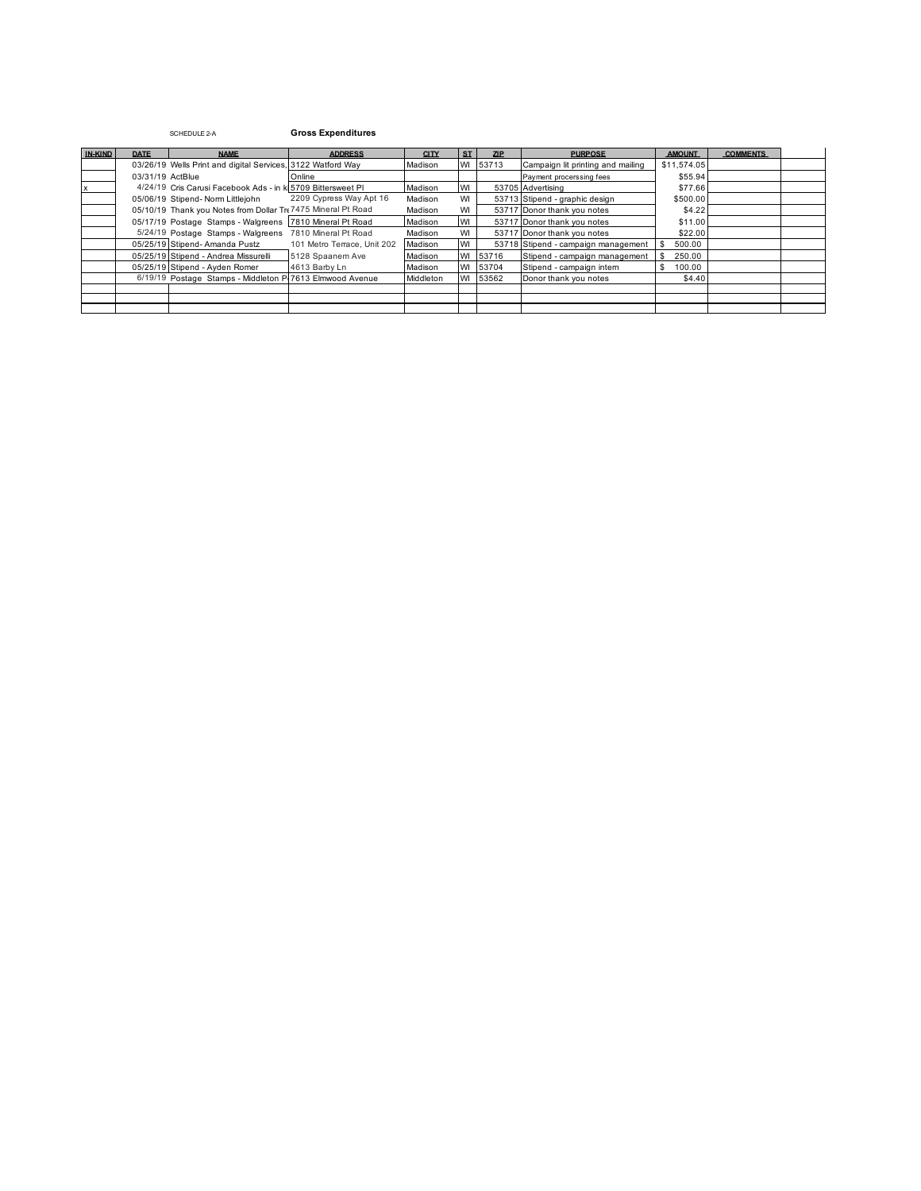SCHEDULE 2-A **Gross Expenditures**

| IN-KIND | DATE | NAME | ADDRESS | CITY | ST | ZIP | PURPOSE | AMOUNT | COMMENTS | |
|---|---|---|---|---|---|---|---|---|---|---|
| | 03/26/19 | Wells Print and digital Services, | 3122 Watford Way | Madison | WI | 53713 | Campaign lit printing and mailing | $11,574.05 | | |
| | 03/31/19 | ActBlue | Online | | | | Payment procerssing fees | $55.94 | | |
| x | 4/24/19 | Cris Carusi Facebook Ads - in k | 5709 Bittersweet Pl | Madison | WI | 53705 | Advertising | $77.66 | | |
| | 05/06/19 | Stipend- Norm Littlejohn | 2209 Cypress Way Apt 16 | Madison | WI | 53713 | Stipend - graphic design | $500.00 | | |
| | 05/10/19 | Thank you Notes from Dollar Tr | 7475 Mineral Pt Road | Madison | WI | 53717 | Donor thank you notes | $4.22 | | |
| | 05/17/19 | Postage Stamps - Walgreens | 7810 Mineral Pt Road | Madison | WI | 53717 | Donor thank you notes | $11.00 | | |
| | 5/24/19 | Postage Stamps - Walgreens | 7810 Mineral Pt Road | Madison | WI | 53717 | Donor thank you notes | $22.00 | | |
| | 05/25/19 | Stipend- Amanda Pustz | 101 Metro Terrace, Unit 202 | Madison | WI | 53718 | Stipend - campaign management | $ 500.00 | | |
| | 05/25/19 | Stipend - Andrea Missurelli | 5128 Spaanem Ave | Madison | WI | 53716 | Stipend - campaign management | $ 250.00 | | |
| | 05/25/19 | Stipend - Ayden Romer | 4613 Barby Ln | Madison | WI | 53704 | Stipend - campaign intern | $ 100.00 | | |
| | 6/19/19 | Postage Stamps - Middleton P | 7613 Elmwood Avenue | Middleton | WI | 53562 | Donor thank you notes | $4.40 | | |
| | | | | | | | | | | |
| | | | | | | | | | | |
| | | | | | | | | | | |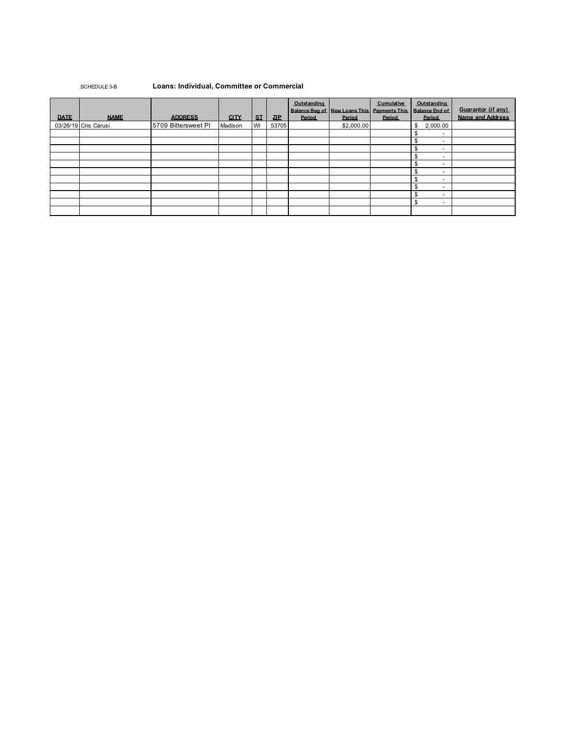SCHEDULE 3-B **Loans: Individual, Committee or Commercial**

| DATE | NAME | ADDRESS | CITY | ST | ZIP | Outstanding Balance Beg of Period | New Loans This Period | Cumulative Payments This Period | Outstanding Balance End of Period | Guarantor (if any) Name and Address |
|---|---|---|---|---|---|---|---|---|---|---|
| 03/26/19 | Cris Carusi | 5709 Bittersweet Pl | Madison | WI | 53705 | | $2,000.00 | | $ 2,000.00 | |
| | | | | | | | | | $ - | |
| | | | | | | | | | $ - | |
| | | | | | | | | | $ - | |
| | | | | | | | | | $ - | |
| | | | | | | | | | $ - | |
| | | | | | | | | | $ - | |
| | | | | | | | | | $ - | |
| | | | | | | | | | $ - | |
| | | | | | | | | | $ - | |
| | | | | | | | | | $ - | |
| | | | | | | | | | | |